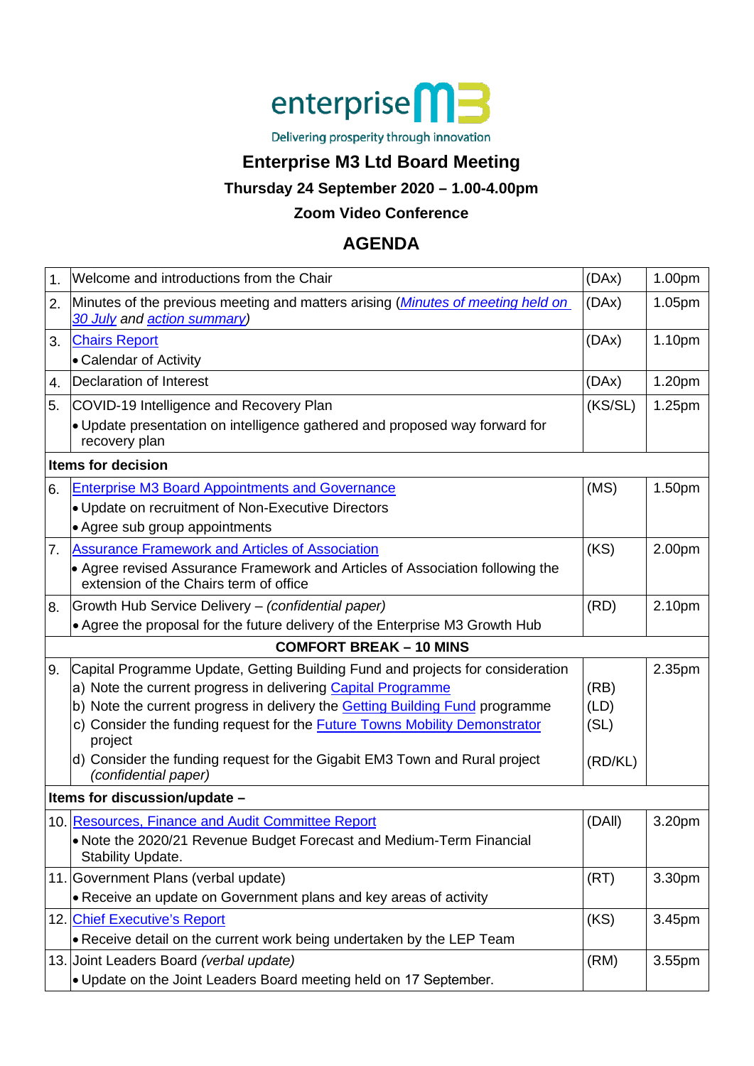enterprise M3

Delivering prosperity through innovation

# Enterprise M3 Ltd Board Meeting

## Thursday 24 September 2020 – 1.00-4.00pm

## Zoom Video Conference

## AGENDA

| | | | |
|---|---|---|---|
| 1. | Welcome and introductions from the Chair | (DAx) | 1.00pm |
| 2. | Minutes of the previous meeting and matters arising (*Minutes of meeting held on 30 July and action summary*) | (DAx) | 1.05pm |
| 3. | Chairs Report<br>• Calendar of Activity | (DAx) | 1.10pm |
| 4. | Declaration of Interest | (DAx) | 1.20pm |
| 5. | COVID-19 Intelligence and Recovery Plan<br>• Update presentation on intelligence gathered and proposed way forward for recovery plan | (KS/SL) | 1.25pm |
| **Items for decision** | | | |
| 6. | Enterprise M3 Board Appointments and Governance<br>• Update on recruitment of Non-Executive Directors<br>• Agree sub group appointments | (MS) | 1.50pm |
| 7. | Assurance Framework and Articles of Association<br>• Agree revised Assurance Framework and Articles of Association following the extension of the Chairs term of office | (KS) | 2.00pm |
| 8. | Growth Hub Service Delivery – *(confidential paper)*<br>• Agree the proposal for the future delivery of the Enterprise M3 Growth Hub | (RD) | 2.10pm |
| | **COMFORT BREAK – 10 MINS** | | |
| 9. | Capital Programme Update, Getting Building Fund and projects for consideration<br>a) Note the current progress in delivering Capital Programme<br>b) Note the current progress in delivery the Getting Building Fund programme<br>c) Consider the funding request for the Future Towns Mobility Demonstrator project<br>d) Consider the funding request for the Gigabit EM3 Town and Rural project *(confidential paper)* | <br>(RB)<br>(LD)<br>(SL)<br>(RD/KL) | 2.35pm |
| **Items for discussion/update –** | | | |
| 10. | Resources, Finance and Audit Committee Report<br>• Note the 2020/21 Revenue Budget Forecast and Medium-Term Financial Stability Update. | (DAll) | 3.20pm |
| 11. | Government Plans (verbal update)<br>• Receive an update on Government plans and key areas of activity | (RT) | 3.30pm |
| 12. | Chief Executive's Report<br>• Receive detail on the current work being undertaken by the LEP Team | (KS) | 3.45pm |
| 13. | Joint Leaders Board *(verbal update)*<br>• Update on the Joint Leaders Board meeting held on 17 September. | (RM) | 3.55pm |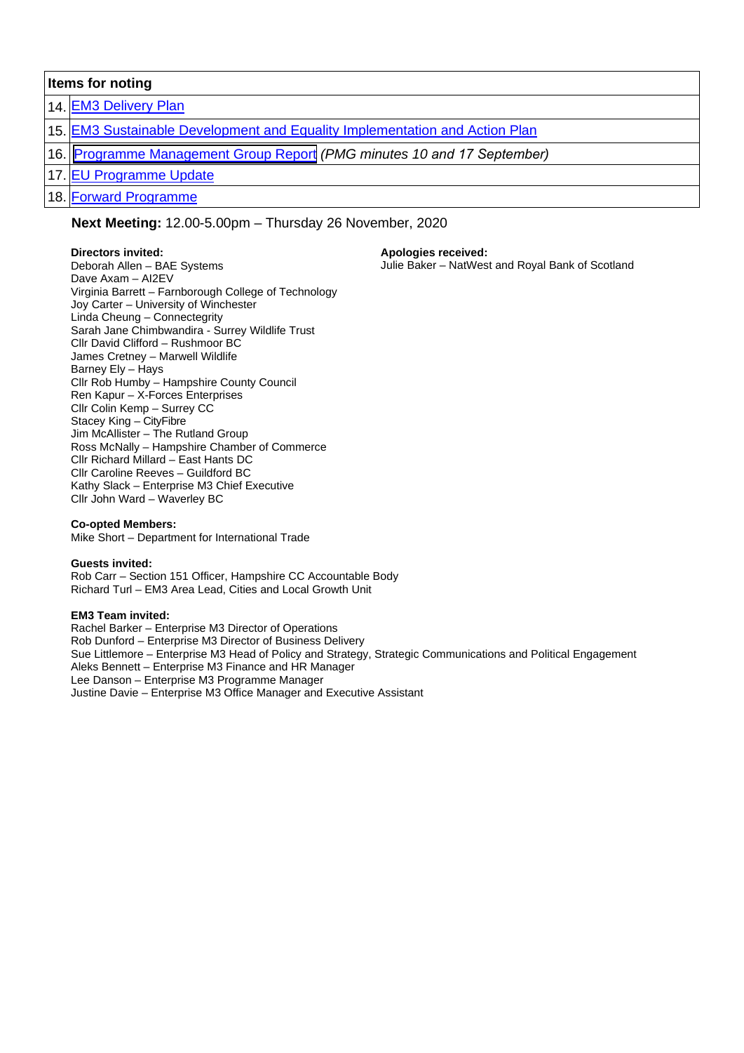| Items for noting | |
|---|---|
| 14. | EM3 Delivery Plan |
| 15. | EM3 Sustainable Development and Equality Implementation and Action Plan |
| 16. | Programme Management Group Report *(PMG minutes 10 and 17 September)* |
| 17. | EU Programme Update |
| 18. | Forward Programme |

**Next Meeting:** 12.00-5.00pm – Thursday 26 November, 2020

**Directors invited:**
Deborah Allen – BAE Systems
Dave Axam – AI2EV
Virginia Barrett – Farnborough College of Technology
Joy Carter – University of Winchester
Linda Cheung – Connectegrity
Sarah Jane Chimbwandira - Surrey Wildlife Trust
Cllr David Clifford – Rushmoor BC
James Cretney – Marwell Wildlife
Barney Ely – Hays
Cllr Rob Humby – Hampshire County Council
Ren Kapur – X-Forces Enterprises
Cllr Colin Kemp – Surrey CC
Stacey King – CityFibre
Jim McAllister – The Rutland Group
Ross McNally – Hampshire Chamber of Commerce
Cllr Richard Millard – East Hants DC
Cllr Caroline Reeves – Guildford BC
Kathy Slack – Enterprise M3 Chief Executive
Cllr John Ward – Waverley BC

**Apologies received:**
Julie Baker – NatWest and Royal Bank of Scotland

**Co-opted Members:**
Mike Short – Department for International Trade

**Guests invited:**
Rob Carr – Section 151 Officer, Hampshire CC Accountable Body
Richard Turl – EM3 Area Lead, Cities and Local Growth Unit

**EM3 Team invited:**
Rachel Barker – Enterprise M3 Director of Operations
Rob Dunford – Enterprise M3 Director of Business Delivery
Sue Littlemore – Enterprise M3 Head of Policy and Strategy, Strategic Communications and Political Engagement
Aleks Bennett – Enterprise M3 Finance and HR Manager
Lee Danson – Enterprise M3 Programme Manager
Justine Davie – Enterprise M3 Office Manager and Executive Assistant